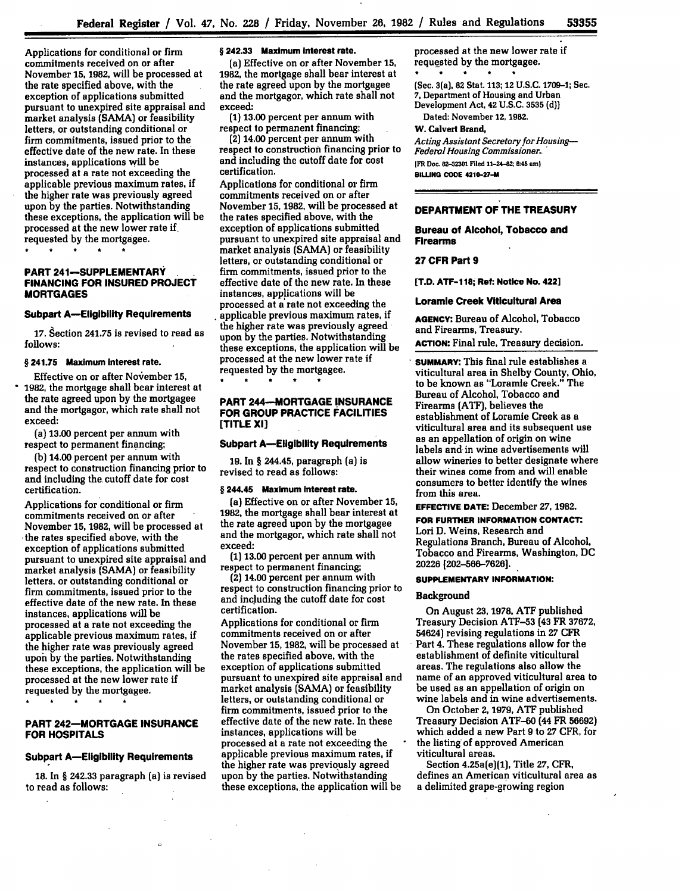Applications for conditional or firm commitments received on or after November 15, 1982, will be processed at the rate specified above, with the exception of applications submitted pursuant to unexpired site appraisal and market analysis (SAMA) or feasibility letters, or outstanding conditional or firm commitments, issued prior to the effective date of the new rate. In these instances, applications will be processed at a rate not exceeding the applicable previous maximum rates, if the higher rate was previously agreed upon by the parties. Notwithstanding these exceptions, the application will be processed at the new lower rate if requested by the mortgagee.

\* \* \* \* \*

## PART 241—SUPPLEMENTARY FINANCING FOR INSURED PROJECT MORTGAGES

### Subpart A—Eligibility Requirements

17. Section 241.75 is revised to read as follows:

**§ 241.75 Maximum interest rate.**

Effective on or after November 15, 1982, the mortgage shall bear interest at the rate agreed upon by the mortgagee and the mortgagor, which rate shall not exceed:

(a) 13.00 percent per annum with respect to permanent financing;

(b) 14.00 percent per annum with respect to construction financing prior to and including the cutoff date for cost certification.

Applications for conditional or firm commitments received on or after November 15, 1982, will be processed at the rates specified above, with the exception of applications submitted pursuant to unexpired site appraisal and market analysis (SAMA) or feasibility letters, or outstanding conditional or firm commitments, issued prior to the effective date of the new rate. In these instances, applications will be processed at a rate not exceeding the applicable previous maximum rates, if the higher rate was previously agreed upon by the parties. Notwithstanding these exceptions, the application will be processed at the new lower rate if requested by the mortgagee.

\* \* \* \* \*

## PART 242—MORTGAGE INSURANCE FOR HOSPITALS

### Subpart A—Eligibility Requirements

18. In § 242.33 paragraph (a) is revised to read as follows:

**§ 242.33 Maximum interest rate.**

(a) Effective on or after November 15, 1982, the mortgage shall bear interest at the rate agreed upon by the mortgagee and the mortgagor, which rate shall not exceed:

(1) 13.00 percent per annum with respect to permanent financing;

(2) 14.00 percent per annum with respect to construction financing prior to and including the cutoff date for cost certification.

Applications for conditional or firm commitments received on or after November 15, 1982, will be processed at the rates specified above, with the exception of applications submitted pursuant to unexpired site appraisal and market analysis (SAMA) or feasibility letters, or outstanding conditional or firm commitments, issued prior to the effective date of the new rate. In these instances, applications will be processed at a rate not exceeding the applicable previous maximum rates, if the higher rate was previously agreed upon by the parties. Notwithstanding these exceptions, the application will be processed at the new lower rate if requested by the mortgagee.

\* \* \* \* \*

## PART 244—MORTGAGE INSURANCE FOR GROUP PRACTICE FACILITIES [TITLE XI]

### Subpart A—Eligibility Requirements

19. In § 244.45, paragraph (a) is revised to read as follows:

**§ 244.45 Maximum interest rate.**

(a) Effective on or after November 15, 1982, the mortgage shall bear interest at the rate agreed upon by the mortgagee and the mortgagor, which rate shall not exceed:

(1) 13.00 percent per annum with respect to permanent financing;

(2) 14.00 percent per annum with respect to construction financing prior to and including the cutoff date for cost certification.

Applications for conditional or firm commitments received on or after November 15, 1982, will be processed at the rates specified above, with the exception of applications submitted pursuant to unexpired site appraisal and market analysis (SAMA) or feasibility letters, or outstanding conditional or firm commitments, issued prior to the effective date of the new rate. In these instances, applications will be processed at a rate not exceeding the applicable previous maximum rates, if the higher rate was previously agreed upon by the parties. Notwithstanding these exceptions, the application will be processed at the new lower rate if requested by the mortgagee.

\* \* \* \* \*

(Sec. 3(a), 82 Stat. 113; 12 U.S.C. 1709-1; Sec. 7, Department of Housing and Urban Development Act, 42 U.S.C. 3535 (d))

Dated: November 12, 1982.

**W. Calvert Brand,**

*Acting Assistant Secretary for Housing—Federal Housing Commissioner.*

[FR Doc. 82-32301 Filed 11-24-82; 8:45 am]

BILLING CODE 4210-27-M

---

## DEPARTMENT OF THE TREASURY

### Bureau of Alcohol, Tobacco and Firearms

### 27 CFR Part 9

**[T.D. ATF-118; Ref: Notice No. 422]**

### Loramie Creek Viticultural Area

**AGENCY:** Bureau of Alcohol, Tobacco and Firearms, Treasury.

**ACTION:** Final rule, Treasury decision.

**SUMMARY:** This final rule establishes a viticultural area in Shelby County, Ohio, to be known as "Loramie Creek." The Bureau of Alcohol, Tobacco and Firearms (ATF), believes the establishment of Loramie Creek as a viticultural area and its subsequent use as an appellation of origin on wine labels and in wine advertisements will allow wineries to better designate where their wines come from and will enable consumers to better identify the wines from this area.

**EFFECTIVE DATE:** December 27, 1982.

**FOR FURTHER INFORMATION CONTACT:** Lori D. Weins, Research and Regulations Branch, Bureau of Alcohol, Tobacco and Firearms, Washington, DC 20226 (202-566-7626).

**SUPPLEMENTARY INFORMATION:**

### Background

On August 23, 1978, ATF published Treasury Decision ATF-53 (43 FR 37672, 54624) revising regulations in 27 CFR Part 4. These regulations allow for the establishment of definite viticultural areas. The regulations also allow the name of an approved viticultural area to be used as an appellation of origin on wine labels and in wine advertisements.

On October 2, 1979, ATF published Treasury Decision ATF-60 (44 FR 56692) which added a new Part 9 to 27 CFR, for the listing of approved American viticultural areas.

Section 4.25a(e)(1), Title 27, CFR, defines an American viticultural area as a delimited grape-growing region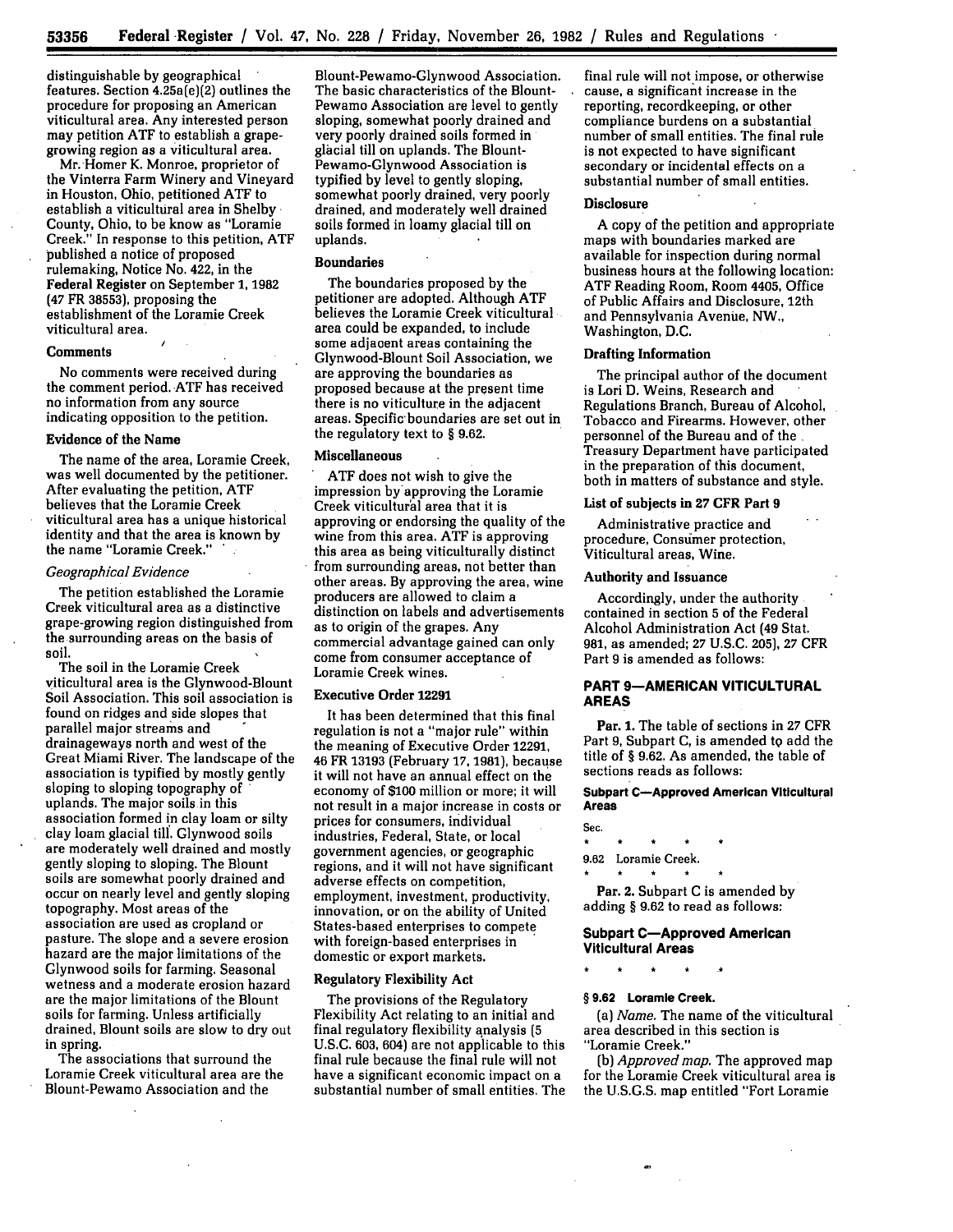distinguishable by geographical features. Section 4.25a(e)(2) outlines the procedure for proposing an American viticultural area. Any interested person may petition ATF to establish a grape-growing region as a viticultural area.

Mr. Homer K. Monroe, proprietor of the Vinterra Farm Winery and Vineyard in Houston, Ohio, petitioned ATF to establish a viticultural area in Shelby County, Ohio, to be know as "Loramie Creek." In response to this petition, ATF published a notice of proposed rulemaking, Notice No. 422, in the **Federal Register** on September 1, 1982 (47 FR 38553), proposing the establishment of the Loramie Creek viticultural area.

### Comments

No comments were received during the comment period. ATF has received no information from any source indicating opposition to the petition.

### Evidence of the Name

The name of the area, Loramie Creek, was well documented by the petitioner. After evaluating the petition, ATF believes that the Loramie Creek viticultural area has a unique historical identity and that the area is known by the name "Loramie Creek."

#### *Geographical Evidence*

The petition established the Loramie Creek viticultural area as a distinctive grape-growing region distinguished from the surrounding areas on the basis of soil.

The soil in the Loramie Creek viticultural area is the Glynwood-Blount Soil Association. This soil association is found on ridges and side slopes that parallel major streams and drainageways north and west of the Great Miami River. The landscape of the association is typified by mostly gently sloping to sloping topography of uplands. The major soils in this association formed in clay loam or silty clay loam glacial till. Glynwood soils are moderately well drained and mostly gently sloping to sloping. The Blount soils are somewhat poorly drained and occur on nearly level and gently sloping topography. Most areas of the association are used as cropland or pasture. The slope and a severe erosion hazard are the major limitations of the Glynwood soils for farming. Seasonal wetness and a moderate erosion hazard are the major limitations of the Blount soils for farming. Unless artificially drained, Blount soils are slow to dry out in spring.

The associations that surround the Loramie Creek viticultural area are the Blount-Pewamo Association and the Blount-Pewamo-Glynwood Association. The basic characteristics of the Blount-Pewamo Association are level to gently sloping, somewhat poorly drained and very poorly drained soils formed in glacial till on uplands. The Blount-Pewamo-Glynwood Association is typified by level to gently sloping, somewhat poorly drained, very poorly drained, and moderately well drained soils formed in loamy glacial till on uplands.

### Boundaries

The boundaries proposed by the petitioner are adopted. Although ATF believes the Loramie Creek viticultural area could be expanded, to include some adjacent areas containing the Glynwood-Blount Soil Association, we are approving the boundaries as proposed because at the present time there is no viticulture in the adjacent areas. Specific boundaries are set out in the regulatory text to § 9.62.

### Miscellaneous

ATF does not wish to give the impression by approving the Loramie Creek viticultural area that it is approving or endorsing the quality of the wine from this area. ATF is approving this area as being viticulturally distinct from surrounding areas, not better than other areas. By approving the area, wine producers are allowed to claim a distinction on labels and advertisements as to origin of the grapes. Any commercial advantage gained can only come from consumer acceptance of Loramie Creek wines.

### Executive Order 12291

It has been determined that this final regulation is not a "major rule" within the meaning of Executive Order 12291, 46 FR 13193 (February 17, 1981), because it will not have an annual effect on the economy of $100 million or more; it will not result in a major increase in costs or prices for consumers, individual industries, Federal, State, or local government agencies, or geographic regions, and it will not have significant adverse effects on competition, employment, investment, productivity, innovation, or on the ability of United States-based enterprises to compete with foreign-based enterprises in domestic or export markets.

### Regulatory Flexibility Act

The provisions of the Regulatory Flexibility Act relating to an initial and final regulatory flexibility analysis (5 U.S.C. 603, 604) are not applicable to this final rule because the final rule will not have a significant economic impact on a substantial number of small entities. The final rule will not impose, or otherwise cause, a significant increase in the reporting, recordkeeping, or other compliance burdens on a substantial number of small entities. The final rule is not expected to have significant secondary or incidental effects on a substantial number of small entities.

### Disclosure

A copy of the petition and appropriate maps with boundaries marked are available for inspection during normal business hours at the following location: ATF Reading Room, Room 4405, Office of Public Affairs and Disclosure, 12th and Pennsylvania Avenue, NW., Washington, D.C.

### Drafting Information

The principal author of the document is Lori D. Weins, Research and Regulations Branch, Bureau of Alcohol, Tobacco and Firearms. However, other personnel of the Bureau and of the Treasury Department have participated in the preparation of this document, both in matters of substance and style.

### List of subjects in 27 CFR Part 9

Administrative practice and procedure, Consumer protection, Viticultural areas, Wine.

### Authority and Issuance

Accordingly, under the authority contained in section 5 of the Federal Alcohol Administration Act (49 Stat. 981, as amended; 27 U.S.C. 205), 27 CFR Part 9 is amended as follows:

## PART 9—AMERICAN VITICULTURAL AREAS

**Par. 1.** The table of sections in 27 CFR Part 9, Subpart C, is amended to add the title of § 9.62. As amended, the table of sections reads as follows:

#### Subpart C—Approved American Viticultural Areas

Sec.

\* \* \* \* \*

9.62 Loramie Creek.

\* \* \* \* \*

**Par. 2.** Subpart C is amended by adding § 9.62 to read as follows:

### Subpart C—Approved American Viticultural Areas

\* \* \* \* \*

#### § 9.62 Loramie Creek.

(a) *Name.* The name of the viticultural area described in this section is "Loramie Creek."

(b) *Approved map.* The approved map for the Loramie Creek viticultural area is the U.S.G.S. map entitled "Fort Loramie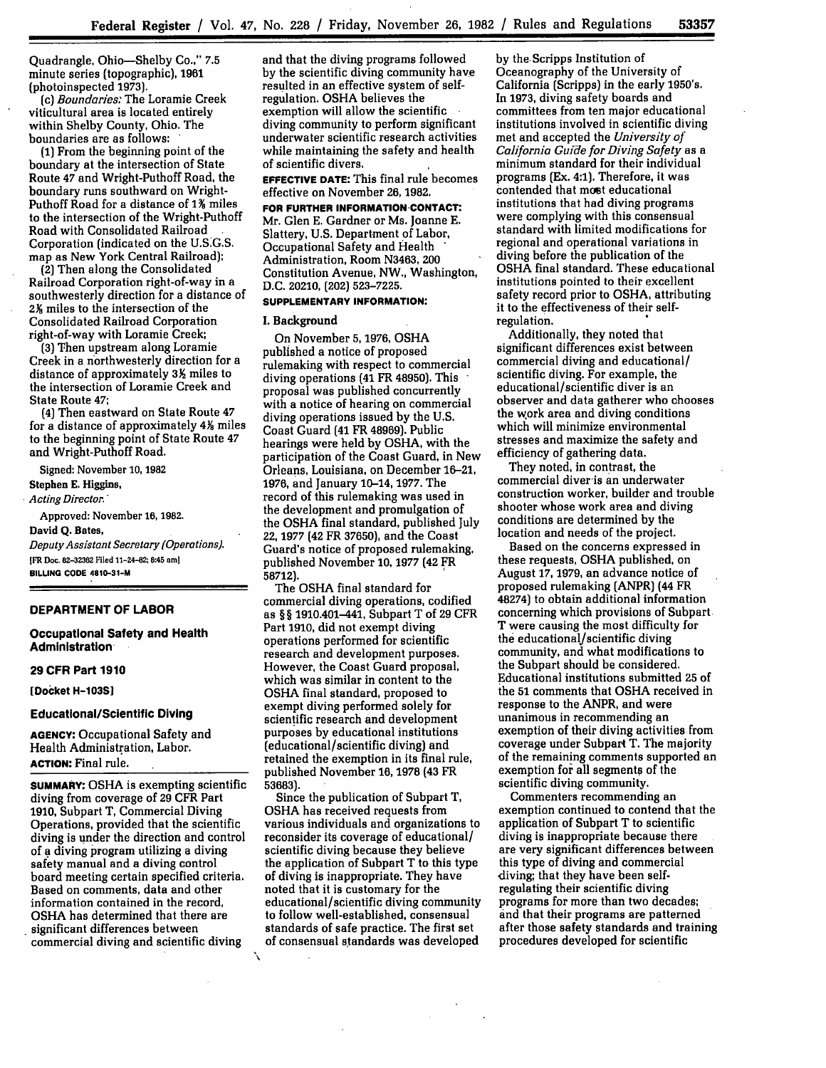Quadrangle, Ohio—Shelby Co.," 7.5 minute series (topographic), 1961 (photoinspected 1973).

(c) *Boundaries:* The Loramie Creek viticultural area is located entirely within Shelby County, Ohio. The boundaries are as follows:

(1) From the beginning point of the boundary at the intersection of State Route 47 and Wright-Puthoff Road, the boundary runs southward on Wright-Puthoff Road for a distance of 1⅜ miles to the intersection of the Wright-Puthoff Road with Consolidated Railroad Corporation (indicated on the U.S.G.S. map as New York Central Railroad);

(2) Then along the Consolidated Railroad Corporation right-of-way in a southwesterly direction for a distance of 2⅜ miles to the intersection of the Consolidated Railroad Corporation right-of-way with Loramie Creek;

(3) Then upstream along Loramie Creek in a northwesterly direction for a distance of approximately 3½ miles to the intersection of Loramie Creek and State Route 47;

(4) Then eastward on State Route 47 for a distance of approximately 4⅜ miles to the beginning point of State Route 47 and Wright-Puthoff Road.

Signed: November 10, 1982

**Stephen E. Higgins,**
*Acting Director.*

Approved: November 16, 1982.

**David Q. Bates,**
*Deputy Assistant Secretary (Operations).*

[FR Doc. 82-32362 Filed 11-24-82; 8:45 am]

BILLING CODE 4810-31-M

---

## DEPARTMENT OF LABOR

### Occupational Safety and Health Administration

### 29 CFR Part 1910

**[Docket H-103S]**

### Educational/Scientific Diving

**AGENCY:** Occupational Safety and Health Administration, Labor.

**ACTION:** Final rule.

**SUMMARY:** OSHA is exempting scientific diving from coverage of 29 CFR Part 1910, Subpart T, Commercial Diving Operations, provided that the scientific diving is under the direction and control of a diving program utilizing a diving safety manual and a diving control board meeting certain specified criteria. Based on comments, data and other information contained in the record, OSHA has determined that there are significant differences between commercial diving and scientific diving and that the diving programs followed by the scientific diving community have resulted in an effective system of self-regulation. OSHA believes the exemption will allow the scientific diving community to perform significant underwater scientific research activities while maintaining the safety and health of scientific divers.

**EFFECTIVE DATE:** This final rule becomes effective on November 26, 1982.

**FOR FURTHER INFORMATION CONTACT:** Mr. Glen E. Gardner or Ms. Joanne E. Slattery, U.S. Department of Labor, Occupational Safety and Health Administration, Room N3463, 200 Constitution Avenue, NW., Washington, D.C. 20210, (202) 523-7225.

**SUPPLEMENTARY INFORMATION:**

**I. Background**

On November 5, 1976, OSHA published a notice of proposed rulemaking with respect to commercial diving operations (41 FR 48950). This proposal was published concurrently with a notice of hearing on commercial diving operations issued by the U.S. Coast Guard (41 FR 48969). Public hearings were held by OSHA, with the participation of the Coast Guard, in New Orleans, Louisiana, on December 16–21, 1976, and January 10–14, 1977. The record of this rulemaking was used in the development and promulgation of the OSHA final standard, published July 22, 1977 (42 FR 37650), and the Coast Guard's notice of proposed rulemaking, published November 10, 1977 (42 FR 58712).

The OSHA final standard for commercial diving operations, codified as §§ 1910.401–441, Subpart T of 29 CFR Part 1910, did not exempt diving operations performed for scientific research and development purposes. However, the Coast Guard proposal, which was similar in content to the OSHA final standard, proposed to exempt diving performed solely for scientific research and development purposes by educational institutions (educational/scientific diving) and retained the exemption in its final rule, published November 16, 1978 (43 FR 53683).

Since the publication of Subpart T, OSHA has received requests from various individuals and organizations to reconsider its coverage of educational/scientific diving because they believe the application of Subpart T to this type of diving is inappropriate. They have noted that it is customary for the educational/scientific diving community to follow well-established, consensual standards of safe practice. The first set of consensual standards was developed by the Scripps Institution of Oceanography of the University of California (Scripps) in the early 1950's. In 1973, diving safety boards and committees from ten major educational institutions involved in scientific diving met and accepted the *University of California Guide for Diving Safety* as a minimum standard for their individual programs (Ex. 4:1). Therefore, it was contended that most educational institutions that had diving programs were complying with this consensual standard with limited modifications for regional and operational variations in diving before the publication of the OSHA final standard. These educational institutions pointed to their excellent safety record prior to OSHA, attributing it to the effectiveness of their self-regulation.

Additionally, they noted that significant differences exist between commercial diving and educational/scientific diving. For example, the educational/scientific diver is an observer and data gatherer who chooses the work area and diving conditions which will minimize environmental stresses and maximize the safety and efficiency of gathering data.

They noted, in contrast, the commercial diver is an underwater construction worker, builder and trouble shooter whose work area and diving conditions are determined by the location and needs of the project.

Based on the concerns expressed in these requests, OSHA published, on August 17, 1979, an advance notice of proposed rulemaking (ANPR) (44 FR 48274) to obtain additional information concerning which provisions of Subpart T were causing the most difficulty for the educational/scientific diving community, and what modifications to the Subpart should be considered. Educational institutions submitted 25 of the 51 comments that OSHA received in response to the ANPR, and were unanimous in recommending an exemption of their diving activities from coverage under Subpart T. The majority of the remaining comments supported an exemption for all segments of the scientific diving community.

Commenters recommending an exemption continued to contend that the application of Subpart T to scientific diving is inappropriate because there are very significant differences between this type of diving and commercial diving; that they have been self-regulating their scientific diving programs for more than two decades; and that their programs are patterned after those safety standards and training procedures developed for scientific